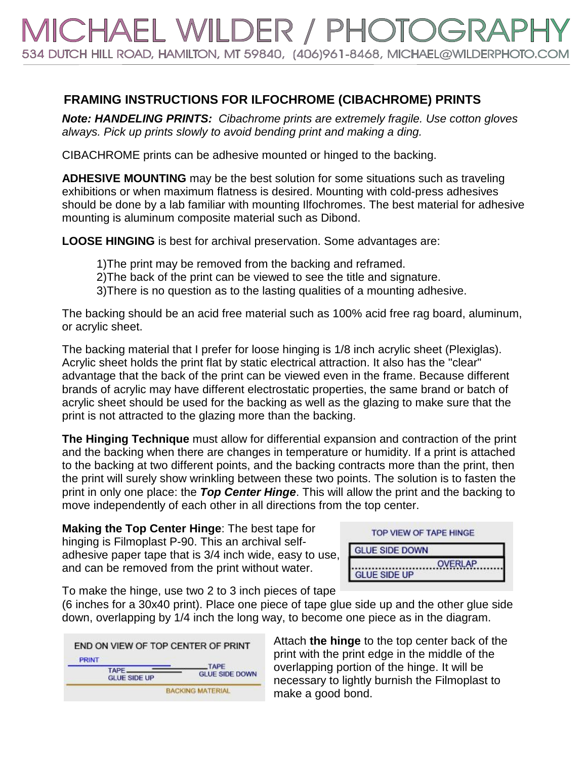# MICHAEL WILDER / PHOTOGRAPHY

534 DUTCH HILL ROAD, HAMILTON, MT 59840, (406)961-8468, MICHAEL@WILDERPHOTO.COM

## FRAMING INSTRUCTIONS FOR ILFOCHROME (CIBACHROME) PRINTS

***Note: HANDELING PRINTS:*** *Cibachrome prints are extremely fragile. Use cotton gloves always. Pick up prints slowly to avoid bending print and making a ding.*

CIBACHROME prints can be adhesive mounted or hinged to the backing.

**ADHESIVE MOUNTING** may be the best solution for some situations such as traveling exhibitions or when maximum flatness is desired. Mounting with cold-press adhesives should be done by a lab familiar with mounting Ilfochromes. The best material for adhesive mounting is aluminum composite material such as Dibond.

**LOOSE HINGING** is best for archival preservation. Some advantages are:

1)The print may be removed from the backing and reframed.
2)The back of the print can be viewed to see the title and signature.
3)There is no question as to the lasting qualities of a mounting adhesive.

The backing should be an acid free material such as 100% acid free rag board, aluminum, or acrylic sheet.

The backing material that I prefer for loose hinging is 1/8 inch acrylic sheet (Plexiglas). Acrylic sheet holds the print flat by static electrical attraction. It also has the "clear" advantage that the back of the print can be viewed even in the frame. Because different brands of acrylic may have different electrostatic properties, the same brand or batch of acrylic sheet should be used for the backing as well as the glazing to make sure that the print is not attracted to the glazing more than the backing.

**The Hinging Technique** must allow for differential expansion and contraction of the print and the backing when there are changes in temperature or humidity. If a print is attached to the backing at two different points, and the backing contracts more than the print, then the print will surely show wrinkling between these two points. The solution is to fasten the print in only one place: the ***Top Center Hinge***. This will allow the print and the backing to move independently of each other in all directions from the top center.

**Making the Top Center Hinge**: The best tape for hinging is Filmoplast P-90. This an archival self-adhesive paper tape that is 3/4 inch wide, easy to use, and can be removed from the print without water.

TOP VIEW OF TAPE HINGE
GLUE SIDE DOWN
OVERLAP
GLUE SIDE UP

To make the hinge, use two 2 to 3 inch pieces of tape (6 inches for a 30x40 print). Place one piece of tape glue side up and the other glue side down, overlapping by 1/4 inch the long way, to become one piece as in the diagram.

END ON VIEW OF TOP CENTER OF PRINT
PRINT
TAPE GLUE SIDE UP
TAPE GLUE SIDE DOWN
BACKING MATERIAL

Attach **the hinge** to the top center back of the print with the print edge in the middle of the overlapping portion of the hinge. It will be necessary to lightly burnish the Filmoplast to make a good bond.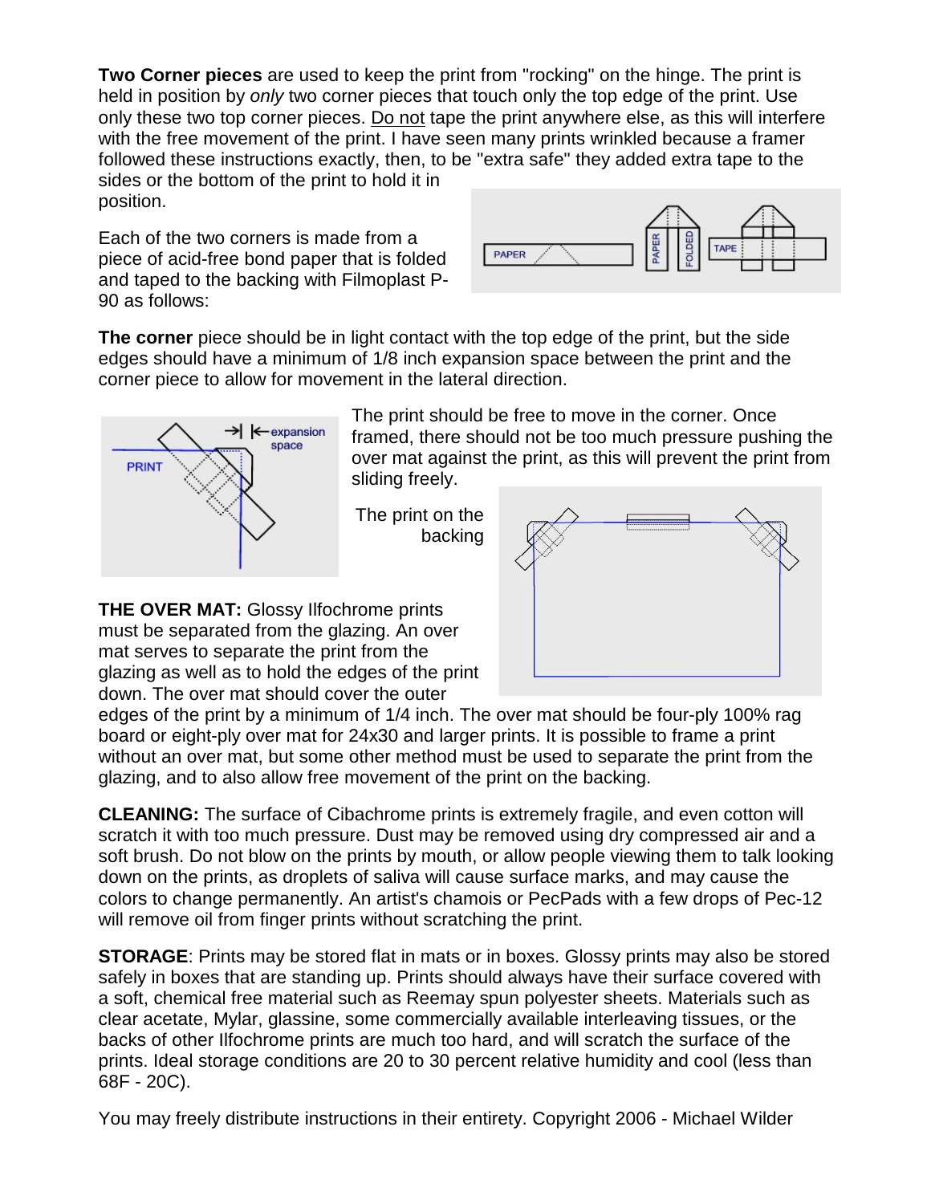**Two Corner pieces** are used to keep the print from "rocking" on the hinge. The print is held in position by *only* two corner pieces that touch only the top edge of the print. Use only these two top corner pieces. Do not tape the print anywhere else, as this will interfere with the free movement of the print. I have seen many prints wrinkled because a framer followed these instructions exactly, then, to be "extra safe" they added extra tape to the sides or the bottom of the print to hold it in position.

Each of the two corners is made from a piece of acid-free bond paper that is folded and taped to the backing with Filmoplast P-90 as follows:

PAPER

PAPER

FOLDED

TAPE

**The corner** piece should be in light contact with the top edge of the print, but the side edges should have a minimum of 1/8 inch expansion space between the print and the corner piece to allow for movement in the lateral direction.

expansion space

PRINT

The print should be free to move in the corner. Once framed, there should not be too much pressure pushing the over mat against the print, as this will prevent the print from sliding freely.

The print on the backing

**THE OVER MAT:** Glossy Ilfochrome prints must be separated from the glazing. An over mat serves to separate the print from the glazing as well as to hold the edges of the print down. The over mat should cover the outer edges of the print by a minimum of 1/4 inch. The over mat should be four-ply 100% rag board or eight-ply over mat for 24x30 and larger prints. It is possible to frame a print without an over mat, but some other method must be used to separate the print from the glazing, and to also allow free movement of the print on the backing.

**CLEANING:** The surface of Cibachrome prints is extremely fragile, and even cotton will scratch it with too much pressure. Dust may be removed using dry compressed air and a soft brush. Do not blow on the prints by mouth, or allow people viewing them to talk looking down on the prints, as droplets of saliva will cause surface marks, and may cause the colors to change permanently. An artist's chamois or PecPads with a few drops of Pec-12 will remove oil from finger prints without scratching the print.

**STORAGE**: Prints may be stored flat in mats or in boxes. Glossy prints may also be stored safely in boxes that are standing up. Prints should always have their surface covered with a soft, chemical free material such as Reemay spun polyester sheets. Materials such as clear acetate, Mylar, glassine, some commercially available interleaving tissues, or the backs of other Ilfochrome prints are much too hard, and will scratch the surface of the prints. Ideal storage conditions are 20 to 30 percent relative humidity and cool (less than 68F - 20C).

You may freely distribute instructions in their entirety. Copyright 2006 - Michael Wilder